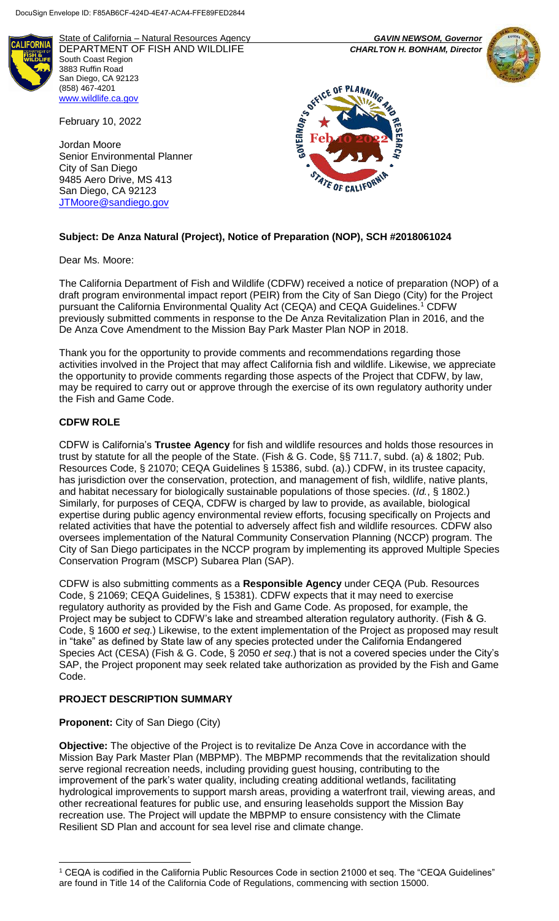DocuSign Envelope ID: F85AB6CF-424D-4E47-ACA4-FFE89FED2844

State of California – Natural Resources Agency
DEPARTMENT OF FISH AND WILDLIFE
South Coast Region
3883 Ruffin Road
San Diego, CA 92123
(858) 467-4201
www.wildlife.ca.gov

*GAVIN NEWSOM, Governor*
*CHARLTON H. BONHAM, Director*

February 10, 2022

Jordan Moore
Senior Environmental Planner
City of San Diego
9485 Aero Drive, MS 413
San Diego, CA 92123
JTMoore@sandiego.gov

**Subject: De Anza Natural (Project), Notice of Preparation (NOP), SCH #2018061024**

Dear Ms. Moore:

The California Department of Fish and Wildlife (CDFW) received a notice of preparation (NOP) of a draft program environmental impact report (PEIR) from the City of San Diego (City) for the Project pursuant the California Environmental Quality Act (CEQA) and CEQA Guidelines.[1] CDFW previously submitted comments in response to the De Anza Revitalization Plan in 2016, and the De Anza Cove Amendment to the Mission Bay Park Master Plan NOP in 2018.

Thank you for the opportunity to provide comments and recommendations regarding those activities involved in the Project that may affect California fish and wildlife. Likewise, we appreciate the opportunity to provide comments regarding those aspects of the Project that CDFW, by law, may be required to carry out or approve through the exercise of its own regulatory authority under the Fish and Game Code.

## CDFW ROLE

CDFW is California's **Trustee Agency** for fish and wildlife resources and holds those resources in trust by statute for all the people of the State. (Fish & G. Code, §§ 711.7, subd. (a) & 1802; Pub. Resources Code, § 21070; CEQA Guidelines § 15386, subd. (a).) CDFW, in its trustee capacity, has jurisdiction over the conservation, protection, and management of fish, wildlife, native plants, and habitat necessary for biologically sustainable populations of those species. (*Id.*, § 1802.) Similarly, for purposes of CEQA, CDFW is charged by law to provide, as available, biological expertise during public agency environmental review efforts, focusing specifically on Projects and related activities that have the potential to adversely affect fish and wildlife resources. CDFW also oversees implementation of the Natural Community Conservation Planning (NCCP) program. The City of San Diego participates in the NCCP program by implementing its approved Multiple Species Conservation Program (MSCP) Subarea Plan (SAP).

CDFW is also submitting comments as a **Responsible Agency** under CEQA (Pub. Resources Code, § 21069; CEQA Guidelines, § 15381). CDFW expects that it may need to exercise regulatory authority as provided by the Fish and Game Code. As proposed, for example, the Project may be subject to CDFW's lake and streambed alteration regulatory authority. (Fish & G. Code, § 1600 *et seq.*) Likewise, to the extent implementation of the Project as proposed may result in "take" as defined by State law of any species protected under the California Endangered Species Act (CESA) (Fish & G. Code, § 2050 *et seq.*) that is not a covered species under the City's SAP, the Project proponent may seek related take authorization as provided by the Fish and Game Code.

## PROJECT DESCRIPTION SUMMARY

**Proponent:** City of San Diego (City)

**Objective:** The objective of the Project is to revitalize De Anza Cove in accordance with the Mission Bay Park Master Plan (MBPMP). The MBPMP recommends that the revitalization should serve regional recreation needs, including providing guest housing, contributing to the improvement of the park's water quality, including creating additional wetlands, facilitating hydrological improvements to support marsh areas, providing a waterfront trail, viewing areas, and other recreational features for public use, and ensuring leaseholds support the Mission Bay recreation use. The Project will update the MBPMP to ensure consistency with the Climate Resilient SD Plan and account for sea level rise and climate change.

[1] CEQA is codified in the California Public Resources Code in section 21000 et seq. The "CEQA Guidelines" are found in Title 14 of the California Code of Regulations, commencing with section 15000.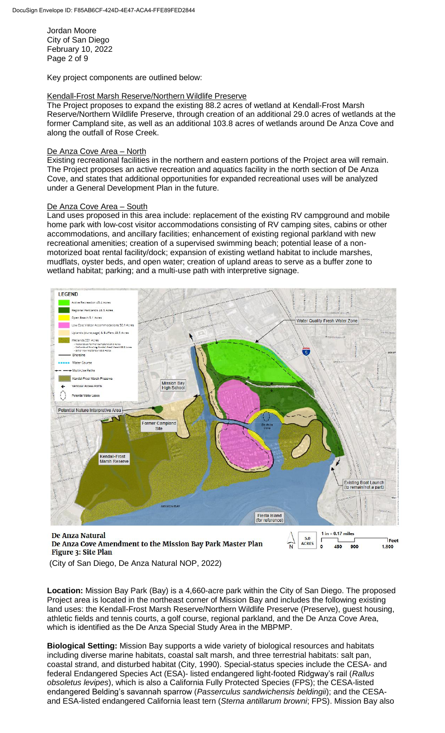Key project components are outlined below:

Kendall-Frost Marsh Reserve/Northern Wildlife Preserve

The Project proposes to expand the existing 88.2 acres of wetland at Kendall-Frost Marsh Reserve/Northern Wildlife Preserve, through creation of an additional 29.0 acres of wetlands at the former Campland site, as well as an additional 103.8 acres of wetlands around De Anza Cove and along the outfall of Rose Creek.

De Anza Cove Area – North

Existing recreational facilities in the northern and eastern portions of the Project area will remain. The Project proposes an active recreation and aquatics facility in the north section of De Anza Cove, and states that additional opportunities for expanded recreational uses will be analyzed under a General Development Plan in the future.

De Anza Cove Area – South

Land uses proposed in this area include: replacement of the existing RV campground and mobile home park with low-cost visitor accommodations consisting of RV camping sites, cabins or other accommodations, and ancillary facilities; enhancement of existing regional parkland with new recreational amenities; creation of a supervised swimming beach; potential lease of a non-motorized boat rental facility/dock; expansion of existing wetland habitat to include marshes, mudflats, oyster beds, and open water; creation of upland areas to serve as a buffer zone to wetland habitat; parking; and a multi-use path with interpretive signage.

De Anza Natural
De Anza Cove Amendment to the Mission Bay Park Master Plan
Figure 3: Site Plan

(City of San Diego, De Anza Natural NOP, 2022)

**Location:** Mission Bay Park (Bay) is a 4,660-acre park within the City of San Diego. The proposed Project area is located in the northeast corner of Mission Bay and includes the following existing land uses: the Kendall-Frost Marsh Reserve/Northern Wildlife Preserve (Preserve), guest housing, athletic fields and tennis courts, a golf course, regional parkland, and the De Anza Cove Area, which is identified as the De Anza Special Study Area in the MBPMP.

**Biological Setting:** Mission Bay supports a wide variety of biological resources and habitats including diverse marine habitats, coastal salt marsh, and three terrestrial habitats: salt pan, coastal strand, and disturbed habitat (City, 1990). Special-status species include the CESA- and federal Endangered Species Act (ESA)- listed endangered light-footed Ridgway's rail (*Rallus obsoletus levipes*), which is also a California Fully Protected Species (FPS); the CESA-listed endangered Belding's savannah sparrow (*Passerculus sandwichensis beldingi*); and the CESA- and ESA-listed endangered California least tern (*Sterna antillarum browni*; FPS). Mission Bay also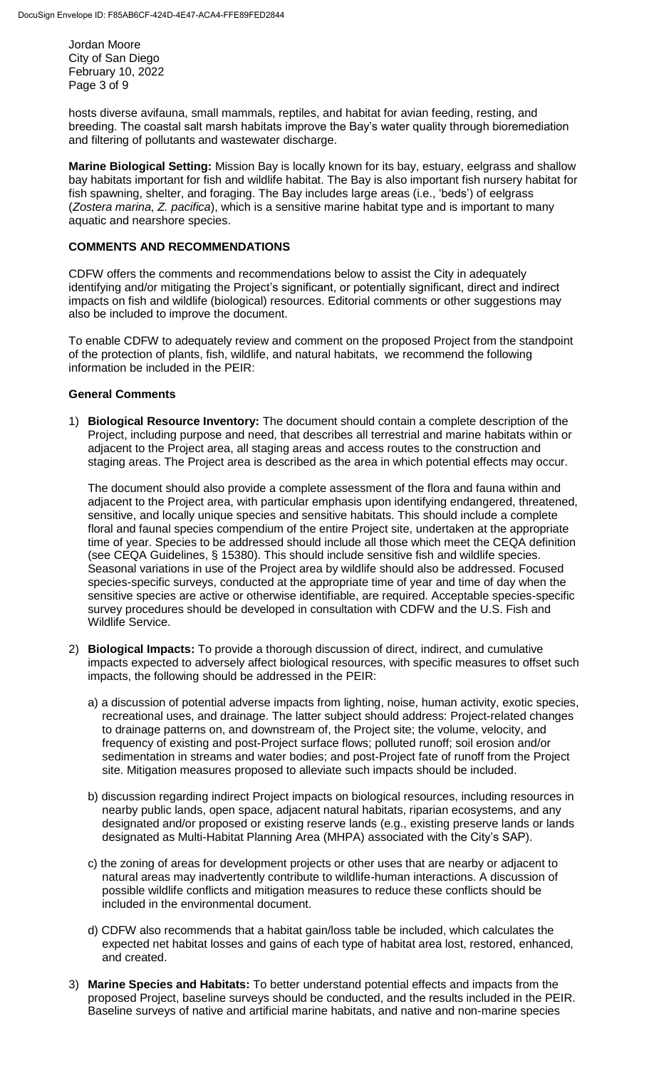hosts diverse avifauna, small mammals, reptiles, and habitat for avian feeding, resting, and breeding. The coastal salt marsh habitats improve the Bay's water quality through bioremediation and filtering of pollutants and wastewater discharge.

**Marine Biological Setting:** Mission Bay is locally known for its bay, estuary, eelgrass and shallow bay habitats important for fish and wildlife habitat. The Bay is also important fish nursery habitat for fish spawning, shelter, and foraging. The Bay includes large areas (i.e., 'beds') of eelgrass (*Zostera marina*, *Z. pacifica*), which is a sensitive marine habitat type and is important to many aquatic and nearshore species.

## COMMENTS AND RECOMMENDATIONS

CDFW offers the comments and recommendations below to assist the City in adequately identifying and/or mitigating the Project's significant, or potentially significant, direct and indirect impacts on fish and wildlife (biological) resources. Editorial comments or other suggestions may also be included to improve the document.

To enable CDFW to adequately review and comment on the proposed Project from the standpoint of the protection of plants, fish, wildlife, and natural habitats, we recommend the following information be included in the PEIR:

### General Comments

1) **Biological Resource Inventory:** The document should contain a complete description of the Project, including purpose and need, that describes all terrestrial and marine habitats within or adjacent to the Project area, all staging areas and access routes to the construction and staging areas. The Project area is described as the area in which potential effects may occur.

   The document should also provide a complete assessment of the flora and fauna within and adjacent to the Project area, with particular emphasis upon identifying endangered, threatened, sensitive, and locally unique species and sensitive habitats. This should include a complete floral and faunal species compendium of the entire Project site, undertaken at the appropriate time of year. Species to be addressed should include all those which meet the CEQA definition (see CEQA Guidelines, § 15380). This should include sensitive fish and wildlife species. Seasonal variations in use of the Project area by wildlife should also be addressed. Focused species-specific surveys, conducted at the appropriate time of year and time of day when the sensitive species are active or otherwise identifiable, are required. Acceptable species-specific survey procedures should be developed in consultation with CDFW and the U.S. Fish and Wildlife Service.

2) **Biological Impacts:** To provide a thorough discussion of direct, indirect, and cumulative impacts expected to adversely affect biological resources, with specific measures to offset such impacts, the following should be addressed in the PEIR:

   a) a discussion of potential adverse impacts from lighting, noise, human activity, exotic species, recreational uses, and drainage. The latter subject should address: Project-related changes to drainage patterns on, and downstream of, the Project site; the volume, velocity, and frequency of existing and post-Project surface flows; polluted runoff; soil erosion and/or sedimentation in streams and water bodies; and post-Project fate of runoff from the Project site. Mitigation measures proposed to alleviate such impacts should be included.

   b) discussion regarding indirect Project impacts on biological resources, including resources in nearby public lands, open space, adjacent natural habitats, riparian ecosystems, and any designated and/or proposed or existing reserve lands (e.g., existing preserve lands or lands designated as Multi-Habitat Planning Area (MHPA) associated with the City's SAP).

   c) the zoning of areas for development projects or other uses that are nearby or adjacent to natural areas may inadvertently contribute to wildlife-human interactions. A discussion of possible wildlife conflicts and mitigation measures to reduce these conflicts should be included in the environmental document.

   d) CDFW also recommends that a habitat gain/loss table be included, which calculates the expected net habitat losses and gains of each type of habitat area lost, restored, enhanced, and created.

3) **Marine Species and Habitats:** To better understand potential effects and impacts from the proposed Project, baseline surveys should be conducted, and the results included in the PEIR. Baseline surveys of native and artificial marine habitats, and native and non-marine species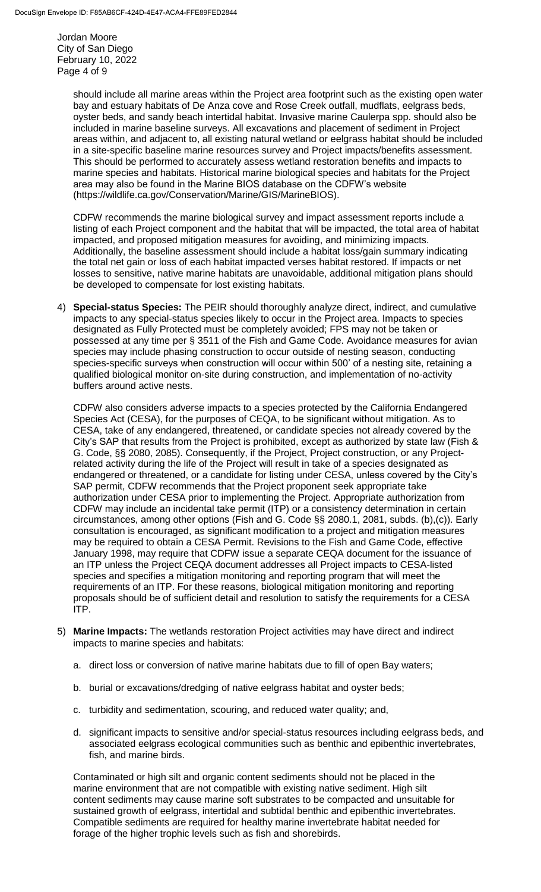should include all marine areas within the Project area footprint such as the existing open water bay and estuary habitats of De Anza cove and Rose Creek outfall, mudflats, eelgrass beds, oyster beds, and sandy beach intertidal habitat. Invasive marine Caulerpa spp. should also be included in marine baseline surveys. All excavations and placement of sediment in Project areas within, and adjacent to, all existing natural wetland or eelgrass habitat should be included in a site-specific baseline marine resources survey and Project impacts/benefits assessment. This should be performed to accurately assess wetland restoration benefits and impacts to marine species and habitats. Historical marine biological species and habitats for the Project area may also be found in the Marine BIOS database on the CDFW's website (https://wildlife.ca.gov/Conservation/Marine/GIS/MarineBIOS).

CDFW recommends the marine biological survey and impact assessment reports include a listing of each Project component and the habitat that will be impacted, the total area of habitat impacted, and proposed mitigation measures for avoiding, and minimizing impacts. Additionally, the baseline assessment should include a habitat loss/gain summary indicating the total net gain or loss of each habitat impacted verses habitat restored. If impacts or net losses to sensitive, native marine habitats are unavoidable, additional mitigation plans should be developed to compensate for lost existing habitats.

4) **Special-status Species:** The PEIR should thoroughly analyze direct, indirect, and cumulative impacts to any special-status species likely to occur in the Project area. Impacts to species designated as Fully Protected must be completely avoided; FPS may not be taken or possessed at any time per § 3511 of the Fish and Game Code. Avoidance measures for avian species may include phasing construction to occur outside of nesting season, conducting species-specific surveys when construction will occur within 500' of a nesting site, retaining a qualified biological monitor on-site during construction, and implementation of no-activity buffers around active nests.

   CDFW also considers adverse impacts to a species protected by the California Endangered Species Act (CESA), for the purposes of CEQA, to be significant without mitigation. As to CESA, take of any endangered, threatened, or candidate species not already covered by the City's SAP that results from the Project is prohibited, except as authorized by state law (Fish & G. Code, §§ 2080, 2085). Consequently, if the Project, Project construction, or any Project-related activity during the life of the Project will result in take of a species designated as endangered or threatened, or a candidate for listing under CESA, unless covered by the City's SAP permit, CDFW recommends that the Project proponent seek appropriate take authorization under CESA prior to implementing the Project. Appropriate authorization from CDFW may include an incidental take permit (ITP) or a consistency determination in certain circumstances, among other options (Fish and G. Code §§ 2080.1, 2081, subds. (b),(c)). Early consultation is encouraged, as significant modification to a project and mitigation measures may be required to obtain a CESA Permit. Revisions to the Fish and Game Code, effective January 1998, may require that CDFW issue a separate CEQA document for the issuance of an ITP unless the Project CEQA document addresses all Project impacts to CESA-listed species and specifies a mitigation monitoring and reporting program that will meet the requirements of an ITP. For these reasons, biological mitigation monitoring and reporting proposals should be of sufficient detail and resolution to satisfy the requirements for a CESA ITP.

5) **Marine Impacts:** The wetlands restoration Project activities may have direct and indirect impacts to marine species and habitats:

   a. direct loss or conversion of native marine habitats due to fill of open Bay waters;

   b. burial or excavations/dredging of native eelgrass habitat and oyster beds;

   c. turbidity and sedimentation, scouring, and reduced water quality; and,

   d. significant impacts to sensitive and/or special-status resources including eelgrass beds, and associated eelgrass ecological communities such as benthic and epibenthic invertebrates, fish, and marine birds.

   Contaminated or high silt and organic content sediments should not be placed in the marine environment that are not compatible with existing native sediment. High silt content sediments may cause marine soft substrates to be compacted and unsuitable for sustained growth of eelgrass, intertidal and subtidal benthic and epibenthic invertebrates. Compatible sediments are required for healthy marine invertebrate habitat needed for forage of the higher trophic levels such as fish and shorebirds.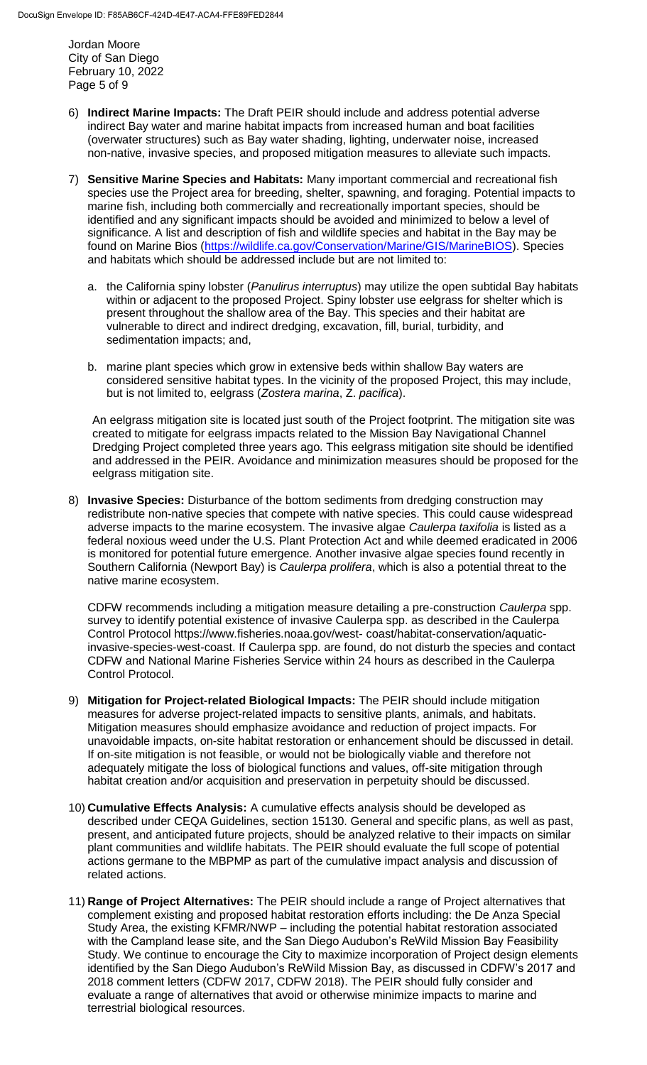6) **Indirect Marine Impacts:** The Draft PEIR should include and address potential adverse indirect Bay water and marine habitat impacts from increased human and boat facilities (overwater structures) such as Bay water shading, lighting, underwater noise, increased non-native, invasive species, and proposed mitigation measures to alleviate such impacts.

7) **Sensitive Marine Species and Habitats:** Many important commercial and recreational fish species use the Project area for breeding, shelter, spawning, and foraging. Potential impacts to marine fish, including both commercially and recreationally important species, should be identified and any significant impacts should be avoided and minimized to below a level of significance. A list and description of fish and wildlife species and habitat in the Bay may be found on Marine Bios (https://wildlife.ca.gov/Conservation/Marine/GIS/MarineBIOS). Species and habitats which should be addressed include but are not limited to:

   a. the California spiny lobster (*Panulirus interruptus*) may utilize the open subtidal Bay habitats within or adjacent to the proposed Project. Spiny lobster use eelgrass for shelter which is present throughout the shallow area of the Bay. This species and their habitat are vulnerable to direct and indirect dredging, excavation, fill, burial, turbidity, and sedimentation impacts; and,

   b. marine plant species which grow in extensive beds within shallow Bay waters are considered sensitive habitat types. In the vicinity of the proposed Project, this may include, but is not limited to, eelgrass (*Zostera marina*, *Z. pacifica*).

   An eelgrass mitigation site is located just south of the Project footprint. The mitigation site was created to mitigate for eelgrass impacts related to the Mission Bay Navigational Channel Dredging Project completed three years ago. This eelgrass mitigation site should be identified and addressed in the PEIR. Avoidance and minimization measures should be proposed for the eelgrass mitigation site.

8) **Invasive Species:** Disturbance of the bottom sediments from dredging construction may redistribute non-native species that compete with native species. This could cause widespread adverse impacts to the marine ecosystem. The invasive algae *Caulerpa taxifolia* is listed as a federal noxious weed under the U.S. Plant Protection Act and while deemed eradicated in 2006 is monitored for potential future emergence. Another invasive algae species found recently in Southern California (Newport Bay) is *Caulerpa prolifera*, which is also a potential threat to the native marine ecosystem.

   CDFW recommends including a mitigation measure detailing a pre-construction *Caulerpa* spp. survey to identify potential existence of invasive Caulerpa spp. as described in the Caulerpa Control Protocol https://www.fisheries.noaa.gov/west- coast/habitat-conservation/aquatic-invasive-species-west-coast. If Caulerpa spp. are found, do not disturb the species and contact CDFW and National Marine Fisheries Service within 24 hours as described in the Caulerpa Control Protocol.

9) **Mitigation for Project-related Biological Impacts:** The PEIR should include mitigation measures for adverse project-related impacts to sensitive plants, animals, and habitats. Mitigation measures should emphasize avoidance and reduction of project impacts. For unavoidable impacts, on-site habitat restoration or enhancement should be discussed in detail. If on-site mitigation is not feasible, or would not be biologically viable and therefore not adequately mitigate the loss of biological functions and values, off-site mitigation through habitat creation and/or acquisition and preservation in perpetuity should be discussed.

10) **Cumulative Effects Analysis:** A cumulative effects analysis should be developed as described under CEQA Guidelines, section 15130. General and specific plans, as well as past, present, and anticipated future projects, should be analyzed relative to their impacts on similar plant communities and wildlife habitats. The PEIR should evaluate the full scope of potential actions germane to the MBPMP as part of the cumulative impact analysis and discussion of related actions.

11) **Range of Project Alternatives:** The PEIR should include a range of Project alternatives that complement existing and proposed habitat restoration efforts including: the De Anza Special Study Area, the existing KFMR/NWP – including the potential habitat restoration associated with the Campland lease site, and the San Diego Audubon's ReWild Mission Bay Feasibility Study. We continue to encourage the City to maximize incorporation of Project design elements identified by the San Diego Audubon's ReWild Mission Bay, as discussed in CDFW's 2017 and 2018 comment letters (CDFW 2017, CDFW 2018). The PEIR should fully consider and evaluate a range of alternatives that avoid or otherwise minimize impacts to marine and terrestrial biological resources.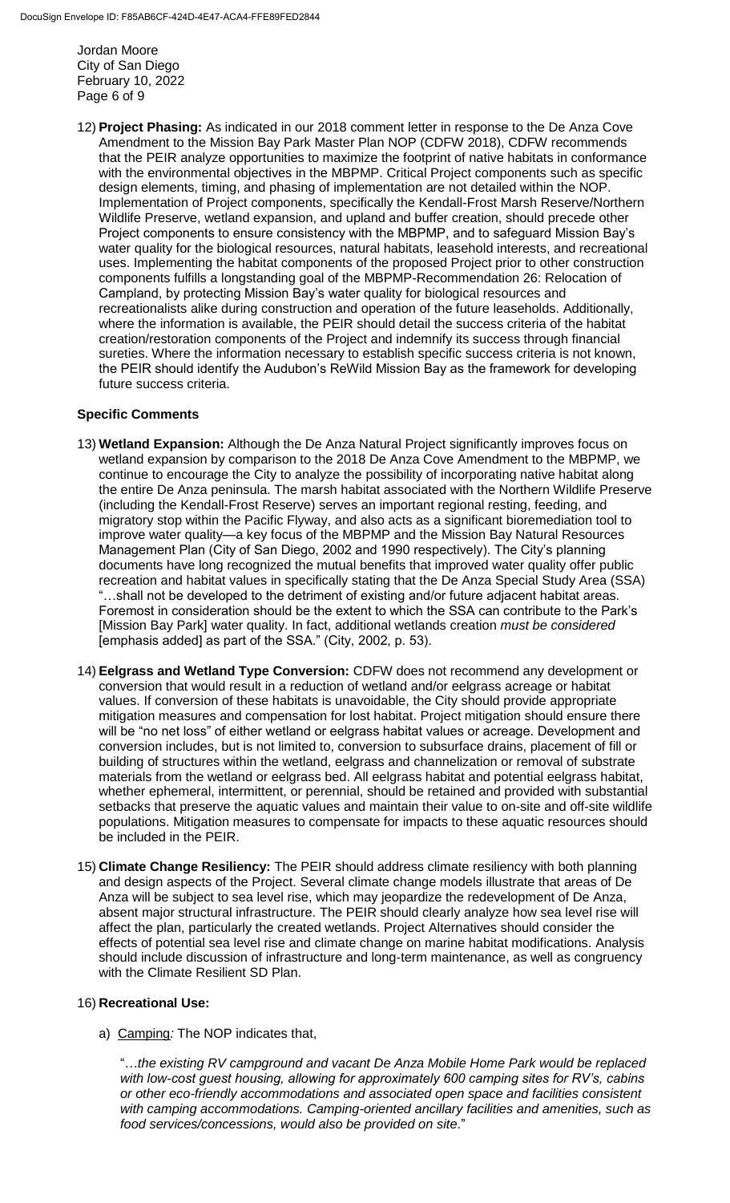12) **Project Phasing:** As indicated in our 2018 comment letter in response to the De Anza Cove Amendment to the Mission Bay Park Master Plan NOP (CDFW 2018), CDFW recommends that the PEIR analyze opportunities to maximize the footprint of native habitats in conformance with the environmental objectives in the MBPMP. Critical Project components such as specific design elements, timing, and phasing of implementation are not detailed within the NOP. Implementation of Project components, specifically the Kendall-Frost Marsh Reserve/Northern Wildlife Preserve, wetland expansion, and upland and buffer creation, should precede other Project components to ensure consistency with the MBPMP, and to safeguard Mission Bay's water quality for the biological resources, natural habitats, leasehold interests, and recreational uses. Implementing the habitat components of the proposed Project prior to other construction components fulfills a longstanding goal of the MBPMP-Recommendation 26: Relocation of Campland, by protecting Mission Bay's water quality for biological resources and recreationalists alike during construction and operation of the future leaseholds. Additionally, where the information is available, the PEIR should detail the success criteria of the habitat creation/restoration components of the Project and indemnify its success through financial sureties. Where the information necessary to establish specific success criteria is not known, the PEIR should identify the Audubon's ReWild Mission Bay as the framework for developing future success criteria.

**Specific Comments**

13) **Wetland Expansion:** Although the De Anza Natural Project significantly improves focus on wetland expansion by comparison to the 2018 De Anza Cove Amendment to the MBPMP, we continue to encourage the City to analyze the possibility of incorporating native habitat along the entire De Anza peninsula. The marsh habitat associated with the Northern Wildlife Preserve (including the Kendall-Frost Reserve) serves an important regional resting, feeding, and migratory stop within the Pacific Flyway, and also acts as a significant bioremediation tool to improve water quality—a key focus of the MBPMP and the Mission Bay Natural Resources Management Plan (City of San Diego, 2002 and 1990 respectively). The City's planning documents have long recognized the mutual benefits that improved water quality offer public recreation and habitat values in specifically stating that the De Anza Special Study Area (SSA) "…shall not be developed to the detriment of existing and/or future adjacent habitat areas. Foremost in consideration should be the extent to which the SSA can contribute to the Park's [Mission Bay Park] water quality. In fact, additional wetlands creation *must be considered* [emphasis added] as part of the SSA." (City, 2002, p. 53).

14) **Eelgrass and Wetland Type Conversion:** CDFW does not recommend any development or conversion that would result in a reduction of wetland and/or eelgrass acreage or habitat values. If conversion of these habitats is unavoidable, the City should provide appropriate mitigation measures and compensation for lost habitat. Project mitigation should ensure there will be "no net loss" of either wetland or eelgrass habitat values or acreage. Development and conversion includes, but is not limited to, conversion to subsurface drains, placement of fill or building of structures within the wetland, eelgrass and channelization or removal of substrate materials from the wetland or eelgrass bed. All eelgrass habitat and potential eelgrass habitat, whether ephemeral, intermittent, or perennial, should be retained and provided with substantial setbacks that preserve the aquatic values and maintain their value to on-site and off-site wildlife populations. Mitigation measures to compensate for impacts to these aquatic resources should be included in the PEIR.

15) **Climate Change Resiliency:** The PEIR should address climate resiliency with both planning and design aspects of the Project. Several climate change models illustrate that areas of De Anza will be subject to sea level rise, which may jeopardize the redevelopment of De Anza, absent major structural infrastructure. The PEIR should clearly analyze how sea level rise will affect the plan, particularly the created wetlands. Project Alternatives should consider the effects of potential sea level rise and climate change on marine habitat modifications. Analysis should include discussion of infrastructure and long-term maintenance, as well as congruency with the Climate Resilient SD Plan.

16) **Recreational Use:**

   a) Camping: The NOP indicates that,

   "…*the existing RV campground and vacant De Anza Mobile Home Park would be replaced with low-cost guest housing, allowing for approximately 600 camping sites for RV's, cabins or other eco-friendly accommodations and associated open space and facilities consistent with camping accommodations. Camping-oriented ancillary facilities and amenities, such as food services/concessions, would also be provided on site*."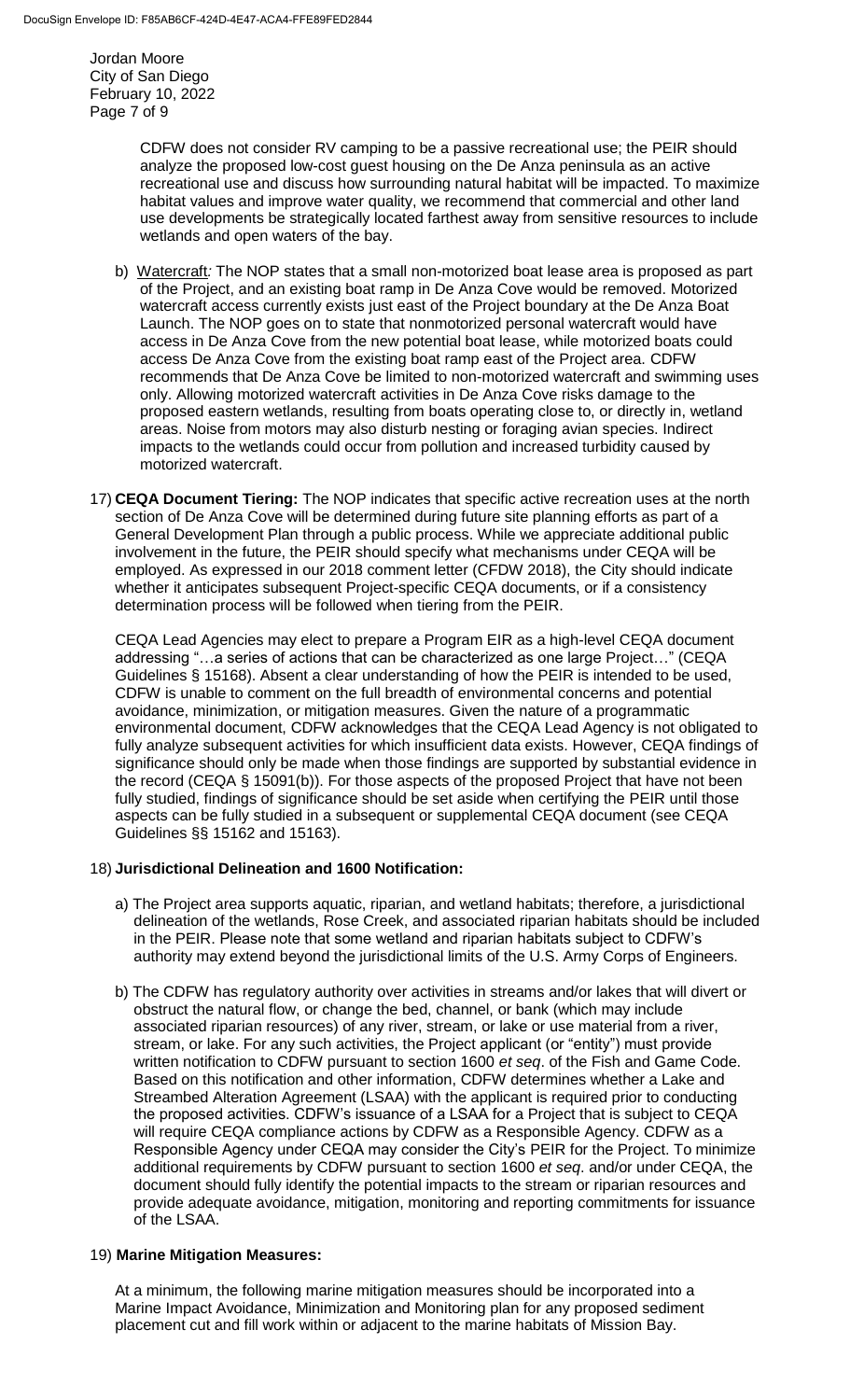CDFW does not consider RV camping to be a passive recreational use; the PEIR should analyze the proposed low-cost guest housing on the De Anza peninsula as an active recreational use and discuss how surrounding natural habitat will be impacted. To maximize habitat values and improve water quality, we recommend that commercial and other land use developments be strategically located farthest away from sensitive resources to include wetlands and open waters of the bay.

b) Watercraft*:* The NOP states that a small non-motorized boat lease area is proposed as part of the Project, and an existing boat ramp in De Anza Cove would be removed. Motorized watercraft access currently exists just east of the Project boundary at the De Anza Boat Launch. The NOP goes on to state that nonmotorized personal watercraft would have access in De Anza Cove from the new potential boat lease, while motorized boats could access De Anza Cove from the existing boat ramp east of the Project area. CDFW recommends that De Anza Cove be limited to non-motorized watercraft and swimming uses only. Allowing motorized watercraft activities in De Anza Cove risks damage to the proposed eastern wetlands, resulting from boats operating close to, or directly in, wetland areas. Noise from motors may also disturb nesting or foraging avian species. Indirect impacts to the wetlands could occur from pollution and increased turbidity caused by motorized watercraft.

17) **CEQA Document Tiering:** The NOP indicates that specific active recreation uses at the north section of De Anza Cove will be determined during future site planning efforts as part of a General Development Plan through a public process. While we appreciate additional public involvement in the future, the PEIR should specify what mechanisms under CEQA will be employed. As expressed in our 2018 comment letter (CFDW 2018), the City should indicate whether it anticipates subsequent Project-specific CEQA documents, or if a consistency determination process will be followed when tiering from the PEIR.

CEQA Lead Agencies may elect to prepare a Program EIR as a high-level CEQA document addressing "…a series of actions that can be characterized as one large Project…" (CEQA Guidelines § 15168). Absent a clear understanding of how the PEIR is intended to be used, CDFW is unable to comment on the full breadth of environmental concerns and potential avoidance, minimization, or mitigation measures. Given the nature of a programmatic environmental document, CDFW acknowledges that the CEQA Lead Agency is not obligated to fully analyze subsequent activities for which insufficient data exists. However, CEQA findings of significance should only be made when those findings are supported by substantial evidence in the record (CEQA § 15091(b)). For those aspects of the proposed Project that have not been fully studied, findings of significance should be set aside when certifying the PEIR until those aspects can be fully studied in a subsequent or supplemental CEQA document (see CEQA Guidelines §§ 15162 and 15163).

18) **Jurisdictional Delineation and 1600 Notification:**

a) The Project area supports aquatic, riparian, and wetland habitats; therefore, a jurisdictional delineation of the wetlands, Rose Creek, and associated riparian habitats should be included in the PEIR. Please note that some wetland and riparian habitats subject to CDFW's authority may extend beyond the jurisdictional limits of the U.S. Army Corps of Engineers.

b) The CDFW has regulatory authority over activities in streams and/or lakes that will divert or obstruct the natural flow, or change the bed, channel, or bank (which may include associated riparian resources) of any river, stream, or lake or use material from a river, stream, or lake. For any such activities, the Project applicant (or "entity") must provide written notification to CDFW pursuant to section 1600 *et seq*. of the Fish and Game Code. Based on this notification and other information, CDFW determines whether a Lake and Streambed Alteration Agreement (LSAA) with the applicant is required prior to conducting the proposed activities. CDFW's issuance of a LSAA for a Project that is subject to CEQA will require CEQA compliance actions by CDFW as a Responsible Agency. CDFW as a Responsible Agency under CEQA may consider the City's PEIR for the Project. To minimize additional requirements by CDFW pursuant to section 1600 *et seq*. and/or under CEQA, the document should fully identify the potential impacts to the stream or riparian resources and provide adequate avoidance, mitigation, monitoring and reporting commitments for issuance of the LSAA.

19) **Marine Mitigation Measures:**

At a minimum, the following marine mitigation measures should be incorporated into a Marine Impact Avoidance, Minimization and Monitoring plan for any proposed sediment placement cut and fill work within or adjacent to the marine habitats of Mission Bay.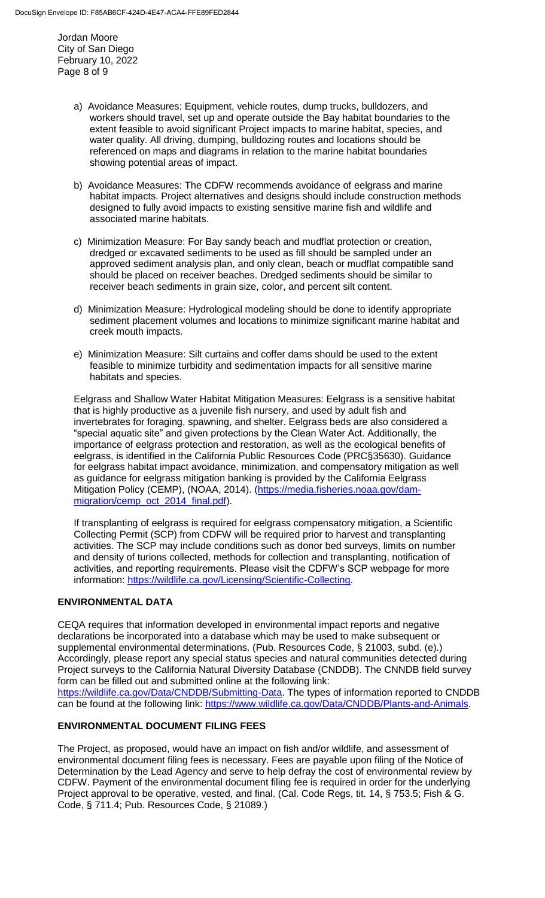a) Avoidance Measures: Equipment, vehicle routes, dump trucks, bulldozers, and workers should travel, set up and operate outside the Bay habitat boundaries to the extent feasible to avoid significant Project impacts to marine habitat, species, and water quality. All driving, dumping, bulldozing routes and locations should be referenced on maps and diagrams in relation to the marine habitat boundaries showing potential areas of impact.

b) Avoidance Measures: The CDFW recommends avoidance of eelgrass and marine habitat impacts. Project alternatives and designs should include construction methods designed to fully avoid impacts to existing sensitive marine fish and wildlife and associated marine habitats.

c) Minimization Measure: For Bay sandy beach and mudflat protection or creation, dredged or excavated sediments to be used as fill should be sampled under an approved sediment analysis plan, and only clean, beach or mudflat compatible sand should be placed on receiver beaches. Dredged sediments should be similar to receiver beach sediments in grain size, color, and percent silt content.

d) Minimization Measure: Hydrological modeling should be done to identify appropriate sediment placement volumes and locations to minimize significant marine habitat and creek mouth impacts.

e) Minimization Measure: Silt curtains and coffer dams should be used to the extent feasible to minimize turbidity and sedimentation impacts for all sensitive marine habitats and species.

Eelgrass and Shallow Water Habitat Mitigation Measures: Eelgrass is a sensitive habitat that is highly productive as a juvenile fish nursery, and used by adult fish and invertebrates for foraging, spawning, and shelter. Eelgrass beds are also considered a "special aquatic site" and given protections by the Clean Water Act. Additionally, the importance of eelgrass protection and restoration, as well as the ecological benefits of eelgrass, is identified in the California Public Resources Code (PRC§35630). Guidance for eelgrass habitat impact avoidance, minimization, and compensatory mitigation as well as guidance for eelgrass mitigation banking is provided by the California Eelgrass Mitigation Policy (CEMP), (NOAA, 2014). (https://media.fisheries.noaa.gov/dam-migration/cemp_oct_2014_final.pdf).

If transplanting of eelgrass is required for eelgrass compensatory mitigation, a Scientific Collecting Permit (SCP) from CDFW will be required prior to harvest and transplanting activities. The SCP may include conditions such as donor bed surveys, limits on number and density of turions collected, methods for collection and transplanting, notification of activities, and reporting requirements. Please visit the CDFW's SCP webpage for more information: https://wildlife.ca.gov/Licensing/Scientific-Collecting.

## ENVIRONMENTAL DATA

CEQA requires that information developed in environmental impact reports and negative declarations be incorporated into a database which may be used to make subsequent or supplemental environmental determinations. (Pub. Resources Code, § 21003, subd. (e).) Accordingly, please report any special status species and natural communities detected during Project surveys to the California Natural Diversity Database (CNDDB). The CNNDB field survey form can be filled out and submitted online at the following link: https://wildlife.ca.gov/Data/CNDDB/Submitting-Data. The types of information reported to CNDDB can be found at the following link: https://www.wildlife.ca.gov/Data/CNDDB/Plants-and-Animals.

## ENVIRONMENTAL DOCUMENT FILING FEES

The Project, as proposed, would have an impact on fish and/or wildlife, and assessment of environmental document filing fees is necessary. Fees are payable upon filing of the Notice of Determination by the Lead Agency and serve to help defray the cost of environmental review by CDFW. Payment of the environmental document filing fee is required in order for the underlying Project approval to be operative, vested, and final. (Cal. Code Regs, tit. 14, § 753.5; Fish & G. Code, § 711.4; Pub. Resources Code, § 21089.)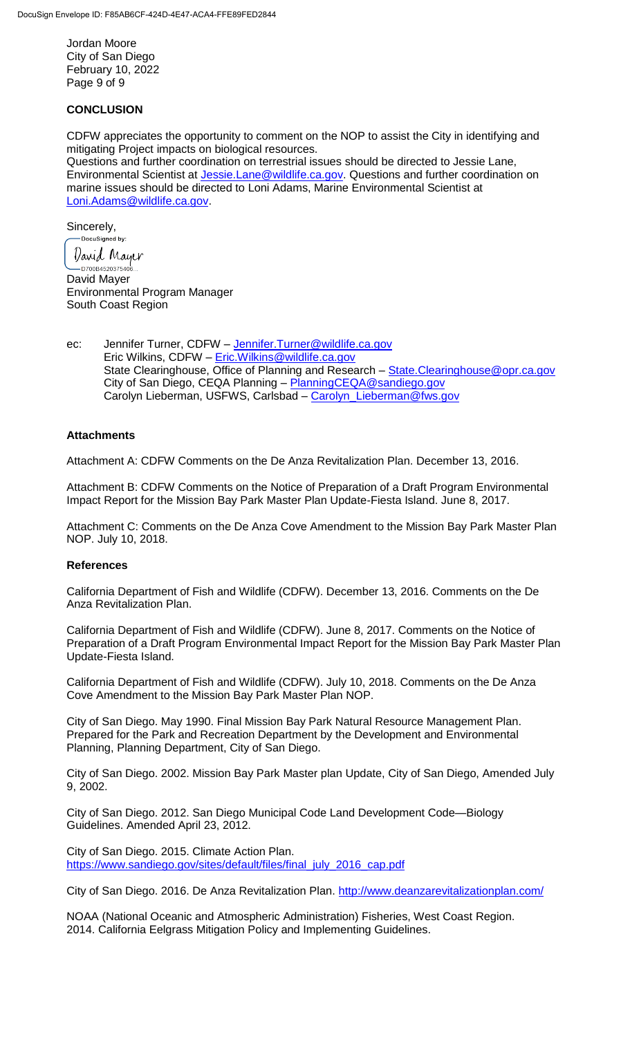## CONCLUSION

CDFW appreciates the opportunity to comment on the NOP to assist the City in identifying and mitigating Project impacts on biological resources.
Questions and further coordination on terrestrial issues should be directed to Jessie Lane, Environmental Scientist at Jessie.Lane@wildlife.ca.gov. Questions and further coordination on marine issues should be directed to Loni Adams, Marine Environmental Scientist at Loni.Adams@wildlife.ca.gov.

Sincerely,

DocuSigned by:
David Mayer
D700B4520375406...

David Mayer
Environmental Program Manager
South Coast Region

ec: Jennifer Turner, CDFW – Jennifer.Turner@wildlife.ca.gov
Eric Wilkins, CDFW – Eric.Wilkins@wildlife.ca.gov
State Clearinghouse, Office of Planning and Research – State.Clearinghouse@opr.ca.gov
City of San Diego, CEQA Planning – PlanningCEQA@sandiego.gov
Carolyn Lieberman, USFWS, Carlsbad – Carolyn_Lieberman@fws.gov

### Attachments

Attachment A: CDFW Comments on the De Anza Revitalization Plan. December 13, 2016.

Attachment B: CDFW Comments on the Notice of Preparation of a Draft Program Environmental Impact Report for the Mission Bay Park Master Plan Update-Fiesta Island. June 8, 2017.

Attachment C: Comments on the De Anza Cove Amendment to the Mission Bay Park Master Plan NOP. July 10, 2018.

### References

California Department of Fish and Wildlife (CDFW). December 13, 2016. Comments on the De Anza Revitalization Plan.

California Department of Fish and Wildlife (CDFW). June 8, 2017. Comments on the Notice of Preparation of a Draft Program Environmental Impact Report for the Mission Bay Park Master Plan Update-Fiesta Island.

California Department of Fish and Wildlife (CDFW). July 10, 2018. Comments on the De Anza Cove Amendment to the Mission Bay Park Master Plan NOP.

City of San Diego. May 1990. Final Mission Bay Park Natural Resource Management Plan. Prepared for the Park and Recreation Department by the Development and Environmental Planning, Planning Department, City of San Diego.

City of San Diego. 2002. Mission Bay Park Master plan Update, City of San Diego, Amended July 9, 2002.

City of San Diego. 2012. San Diego Municipal Code Land Development Code—Biology Guidelines. Amended April 23, 2012.

City of San Diego. 2015. Climate Action Plan. https://www.sandiego.gov/sites/default/files/final_july_2016_cap.pdf

City of San Diego. 2016. De Anza Revitalization Plan. http://www.deanzarevitalizationplan.com/

NOAA (National Oceanic and Atmospheric Administration) Fisheries, West Coast Region. 2014. California Eelgrass Mitigation Policy and Implementing Guidelines.